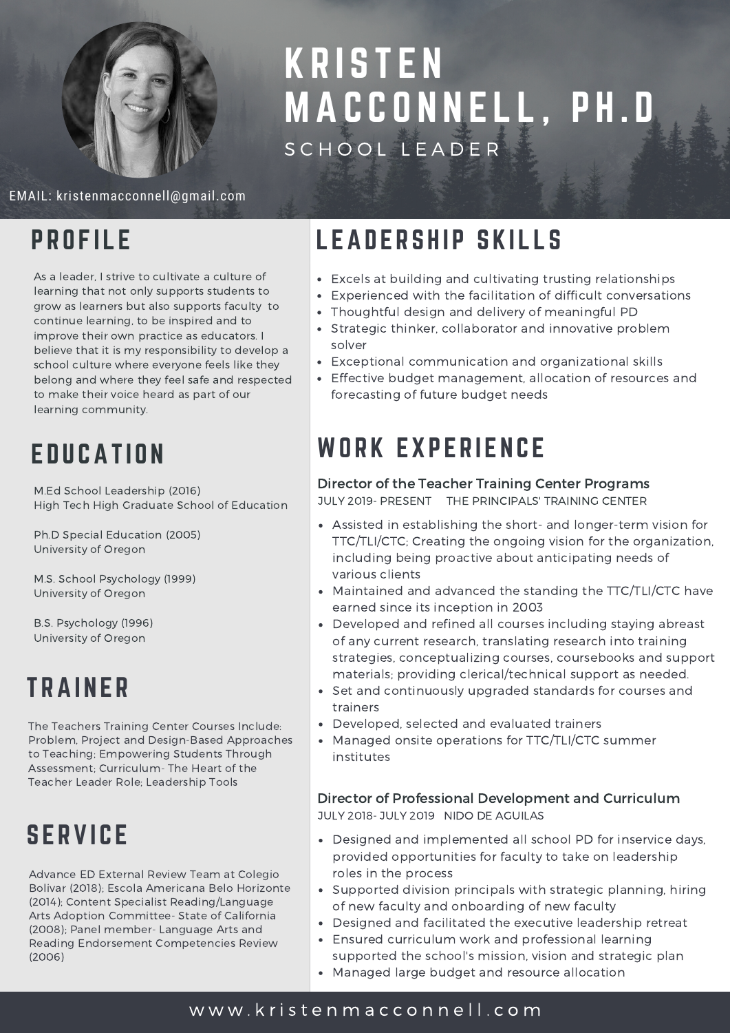# KRISTEN MACCONNELL, PH.D

SCHOOL LEADER

EMAIL: kristenmacconnell@gmail.com

## PROFILE

As a leader, I strive to cultivate a culture of learning that not only supports students to grow as learners but also supports faculty to continue learning, to be inspired and to improve their own practice as educators. I believe that it is my responsibility to develop a school culture where everyone feels like they belong and where they feel safe and respected to make their voice heard as part of our learning community.

## EDUCATION

M.Ed School Leadership (2016)
High Tech High Graduate School of Education

Ph.D Special Education (2005)
University of Oregon

M.S. School Psychology (1999)
University of Oregon

B.S. Psychology (1996)
University of Oregon

## TRAINER

The Teachers Training Center Courses Include: Problem, Project and Design-Based Approaches to Teaching; Empowering Students Through Assessment; Curriculum- The Heart of the Teacher Leader Role; Leadership Tools

## SERVICE

Advance ED External Review Team at Colegio Bolivar (2018); Escola Americana Belo Horizonte (2014); Content Specialist Reading/Language Arts Adoption Committee- State of California (2008); Panel member- Language Arts and Reading Endorsement Competencies Review (2006)

## LEADERSHIP SKILLS

- Excels at building and cultivating trusting relationships
- Experienced with the facilitation of difficult conversations
- Thoughtful design and delivery of meaningful PD
- Strategic thinker, collaborator and innovative problem solver
- Exceptional communication and organizational skills
- Effective budget management, allocation of resources and forecasting of future budget needs

## WORK EXPERIENCE

### Director of the Teacher Training Center Programs

JULY 2019- PRESENT THE PRINCIPALS' TRAINING CENTER

- Assisted in establishing the short- and longer-term vision for TTC/TLI/CTC; Creating the ongoing vision for the organization, including being proactive about anticipating needs of various clients
- Maintained and advanced the standing the TTC/TLI/CTC have earned since its inception in 2003
- Developed and refined all courses including staying abreast of any current research, translating research into training strategies, conceptualizing courses, coursebooks and support materials; providing clerical/technical support as needed.
- Set and continuously upgraded standards for courses and trainers
- Developed, selected and evaluated trainers
- Managed onsite operations for TTC/TLI/CTC summer institutes

### Director of Professional Development and Curriculum

JULY 2018- JULY 2019 NIDO DE AGUILAS

- Designed and implemented all school PD for inservice days, provided opportunities for faculty to take on leadership roles in the process
- Supported division principals with strategic planning, hiring of new faculty and onboarding of new faculty
- Designed and facilitated the executive leadership retreat
- Ensured curriculum work and professional learning supported the school's mission, vision and strategic plan
- Managed large budget and resource allocation

www.kristenmacconnell.com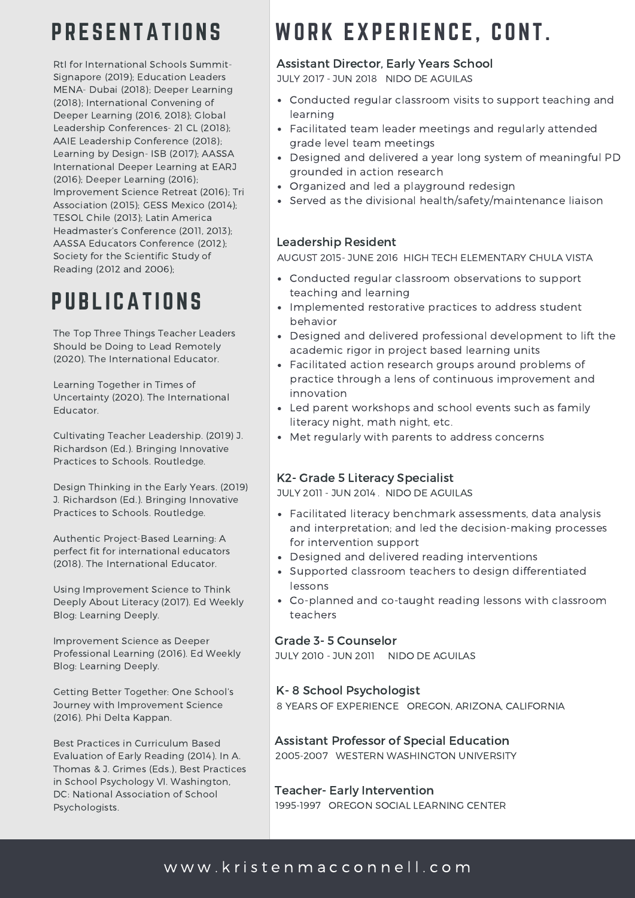## PRESENTATIONS

RtI for International Schools Summit- Signapore (2019); Education Leaders MENA- Dubai (2018); Deeper Learning (2018); International Convening of Deeper Learning (2016, 2018); Global Leadership Conferences- 21 CL (2018); AAIE Leadership Conference (2018); Learning by Design- ISB (2017); AASSA International Deeper Learning at EARJ (2016); Deeper Learning (2016); Improvement Science Retreat (2016); Tri Association (2015); GESS Mexico (2014); TESOL Chile (2013); Latin America Headmaster's Conference (2011, 2013); AASSA Educators Conference (2012); Society for the Scientific Study of Reading (2012 and 2006);

## PUBLICATIONS

The Top Three Things Teacher Leaders Should be Doing to Lead Remotely (2020). The International Educator.

Learning Together in Times of Uncertainty (2020). The International Educator.

Cultivating Teacher Leadership. (2019) J. Richardson (Ed.). Bringing Innovative Practices to Schools. Routledge.

Design Thinking in the Early Years. (2019) J. Richardson (Ed.). Bringing Innovative Practices to Schools. Routledge.

Authentic Project-Based Learning: A perfect fit for international educators (2018). The International Educator.

Using Improvement Science to Think Deeply About Literacy (2017). Ed Weekly Blog: Learning Deeply.

Improvement Science as Deeper Professional Learning (2016). Ed Weekly Blog: Learning Deeply.

Getting Better Together: One School's Journey with Improvement Science (2016). Phi Delta Kappan.

Best Practices in Curriculum Based Evaluation of Early Reading (2014). In A. Thomas & J. Grimes (Eds.), Best Practices in School Psychology VI. Washington, DC: National Association of School Psychologists.

## WORK EXPERIENCE, CONT.

### Assistant Director, Early Years School

JULY 2017 - JUN 2018 NIDO DE AGUILAS

- Conducted regular classroom visits to support teaching and learning
- Facilitated team leader meetings and regularly attended grade level team meetings
- Designed and delivered a year long system of meaningful PD grounded in action research
- Organized and led a playground redesign
- Served as the divisional health/safety/maintenance liaison

### Leadership Resident

AUGUST 2015- JUNE 2016 HIGH TECH ELEMENTARY CHULA VISTA

- Conducted regular classroom observations to support teaching and learning
- Implemented restorative practices to address student behavior
- Designed and delivered professional development to lift the academic rigor in project based learning units
- Facilitated action research groups around problems of practice through a lens of continuous improvement and innovation
- Led parent workshops and school events such as family literacy night, math night, etc.
- Met regularly with parents to address concerns

### K2- Grade 5 Literacy Specialist

JULY 2011 - JUN 2014 . NIDO DE AGUILAS

- Facilitated literacy benchmark assessments, data analysis and interpretation; and led the decision-making processes for intervention support
- Designed and delivered reading interventions
- Supported classroom teachers to design differentiated lessons
- Co-planned and co-taught reading lessons with classroom teachers

### Grade 3- 5 Counselor

JULY 2010 - JUN 2011 NIDO DE AGUILAS

### K- 8 School Psychologist

8 YEARS OF EXPERIENCE OREGON, ARIZONA, CALIFORNIA

### Assistant Professor of Special Education

2005-2007 WESTERN WASHINGTON UNIVERSITY

### Teacher- Early Intervention

1995-1997 OREGON SOCIAL LEARNING CENTER

www.kristenmacconnell.com